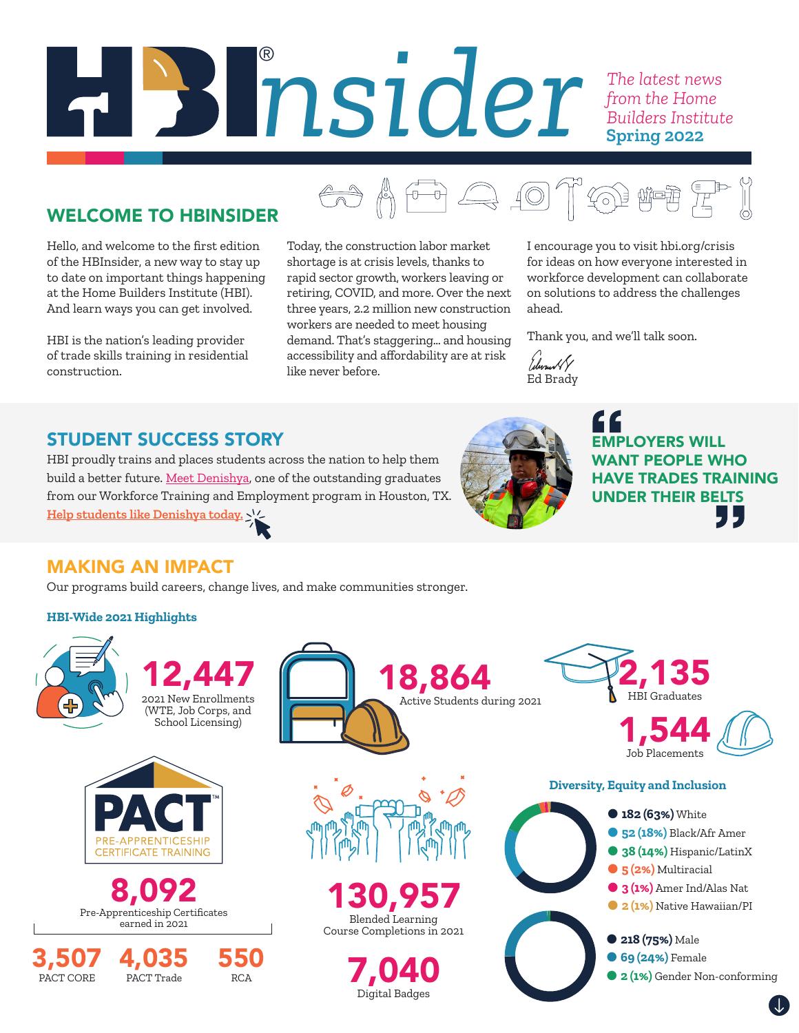# HBInsider

*The latest news from the Home Builders Institute*
**Spring 2022**

## WELCOME TO HBINSIDER

Hello, and welcome to the first edition of the HBInsider, a new way to stay up to date on important things happening at the Home Builders Institute (HBI). And learn ways you can get involved.

HBI is the nation's leading provider of trade skills training in residential construction.

Today, the construction labor market shortage is at crisis levels, thanks to rapid sector growth, workers leaving or retiring, COVID, and more. Over the next three years, 2.2 million new construction workers are needed to meet housing demand. That's staggering... and housing accessibility and affordability are at risk like never before.

I encourage you to visit hbi.org/crisis for ideas on how everyone interested in workforce development can collaborate on solutions to address the challenges ahead.

Thank you, and we'll talk soon.

Ed Brady

## STUDENT SUCCESS STORY

HBI proudly trains and places students across the nation to help them build a better future. Meet Denishya, one of the outstanding graduates from our Workforce Training and Employment program in Houston, TX.

Help students like Denishya today.

> **EMPLOYERS WILL WANT PEOPLE WHO HAVE TRADES TRAINING UNDER THEIR BELTS**

## MAKING AN IMPACT

Our programs build careers, change lives, and make communities stronger.

### HBI-Wide 2021 Highlights

**12,447**
2021 New Enrollments (WTE, Job Corps, and School Licensing)

**18,864**
Active Students during 2021

**2,135**
HBI Graduates

**1,544**
Job Placements

**PACT™ PRE-APPRENTICESHIP CERTIFICATE TRAINING**

**8,092**
Pre-Apprenticeship Certificates earned in 2021

| 3,507 | 4,035 | 550 |
|---|---|---|
| PACT CORE | PACT Trade | RCA |

**130,957**
Blended Learning Course Completions in 2021

**7,040**
Digital Badges

### Diversity, Equity and Inclusion

- **182 (63%)** White
- **52 (18%)** Black/Afr Amer
- **38 (14%)** Hispanic/LatinX
- **5 (2%)** Multiracial
- **3 (1%)** Amer Ind/Alas Nat
- **2 (1%)** Native Hawaiian/PI

- **218 (75%)** Male
- **69 (24%)** Female
- **2 (1%)** Gender Non-conforming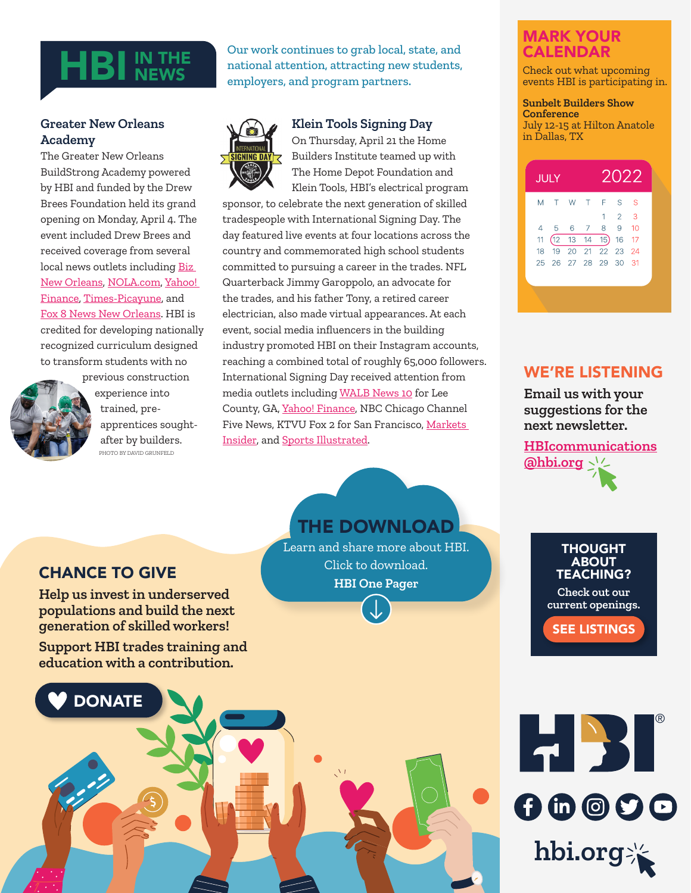# HBI IN THE NEWS

Our work continues to grab local, state, and national attention, attracting new students, employers, and program partners.

### Greater New Orleans Academy

The Greater New Orleans BuildStrong Academy powered by HBI and funded by the Drew Brees Foundation held its grand opening on Monday, April 4. The event included Drew Brees and received coverage from several local news outlets including Biz New Orleans, NOLA.com, Yahoo! Finance, Times-Picayune, and Fox 8 News New Orleans. HBI is credited for developing nationally recognized curriculum designed to transform students with no previous construction experience into trained, pre-apprentices sought-after by builders.

PHOTO BY DAVID GRUNFELD

### Klein Tools Signing Day

On Thursday, April 21 the Home Builders Institute teamed up with The Home Depot Foundation and Klein Tools, HBI's electrical program sponsor, to celebrate the next generation of skilled tradespeople with International Signing Day. The day featured live events at four locations across the country and commemorated high school students committed to pursuing a career in the trades. NFL Quarterback Jimmy Garoppolo, an advocate for the trades, and his father Tony, a retired career electrician, also made virtual appearances. At each event, social media influencers in the building industry promoted HBI on their Instagram accounts, reaching a combined total of roughly 65,000 followers. International Signing Day received attention from media outlets including WALB News 10 for Lee County, GA, Yahoo! Finance, NBC Chicago Channel Five News, KTVU Fox 2 for San Francisco, Markets Insider, and Sports Illustrated.

## MARK YOUR CALENDAR

Check out what upcoming events HBI is participating in.

**Sunbelt Builders Show Conference**
July 12-15 at Hilton Anatole in Dallas, TX

JULY 2022

| M | T | W | T | F | S | S |
|---|---|---|---|---|---|---|
| | | | | 1 | 2 | 3 |
| 4 | 5 | 6 | 7 | 8 | 9 | 10 |
| 11 | 12 | 13 | 14 | 15 | 16 | 17 |
| 18 | 19 | 20 | 21 | 22 | 23 | 24 |
| 25 | 26 | 27 | 28 | 29 | 30 | 31 |

## WE'RE LISTENING

**Email us with your suggestions for the next newsletter.**

HBIcommunications@hbi.org

## THE DOWNLOAD

Learn and share more about HBI.
Click to download.
**HBI One Pager**

## CHANCE TO GIVE

**Help us invest in underserved populations and build the next generation of skilled workers!**

**Support HBI trades training and education with a contribution.**

DONATE

## THOUGHT ABOUT TEACHING?

Check out our current openings.

SEE LISTINGS

hbi.org